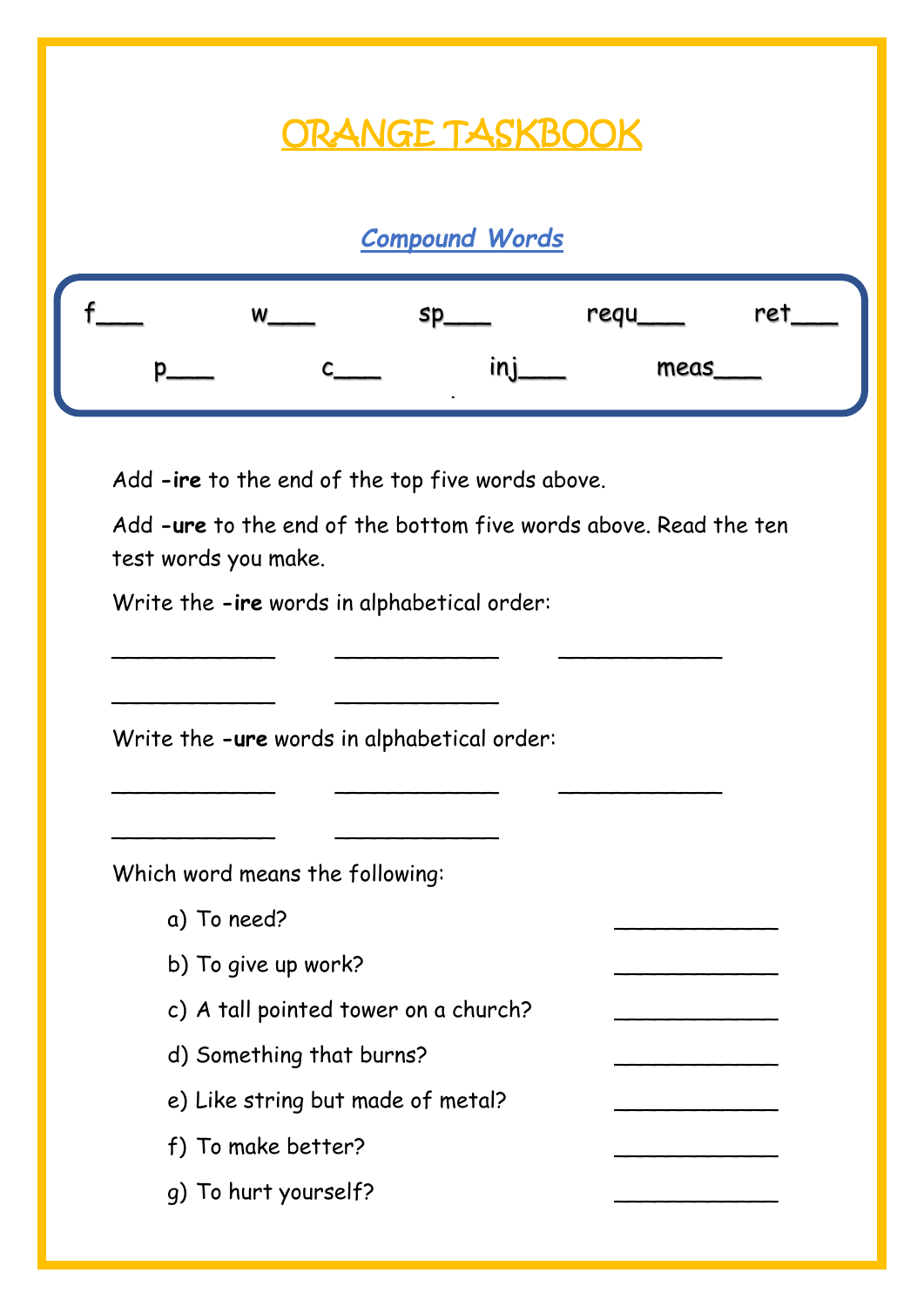# ORANGE TASKBOOK

## *Compound Words*

f___ w___ sp___ requ___ ret___

p___ c___ inj___ meas___

Add **-ire** to the end of the top five words above.

Add **-ure** to the end of the bottom five words above. Read the ten test words you make.

Write the **-ire** words in alphabetical order:

_____________ _____________ _____________

_____________ _____________

Write the **-ure** words in alphabetical order:

_____________ _____________ _____________

_____________ _____________

Which word means the following:

a) To need? _____________

b) To give up work? _____________

c) A tall pointed tower on a church? _____________

d) Something that burns? _____________

e) Like string but made of metal? _____________

f) To make better? _____________

g) To hurt yourself? _____________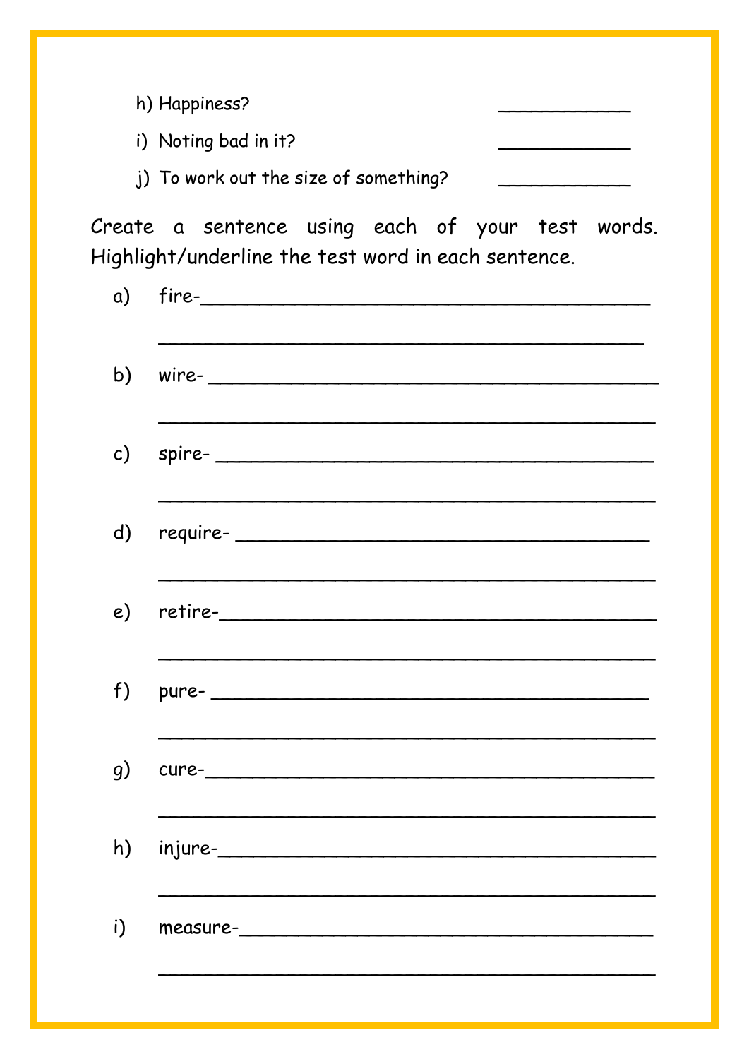h) Happiness? \_\_\_\_\_\_\_\_\_\_\_\_

i) Noting bad in it? \_\_\_\_\_\_\_\_\_\_\_\_

j) To work out the size of something? \_\_\_\_\_\_\_\_\_\_\_\_

Create a sentence using each of your test words. Highlight/underline the test word in each sentence.

a) fire-\_\_\_\_\_\_\_\_\_\_\_\_\_\_\_\_\_\_\_\_\_\_\_\_\_\_\_\_\_\_\_\_\_\_\_\_\_\_\_\_

\_\_\_\_\_\_\_\_\_\_\_\_\_\_\_\_\_\_\_\_\_\_\_\_\_\_\_\_\_\_\_\_\_\_\_\_\_\_\_\_\_\_\_\_

b) wire- \_\_\_\_\_\_\_\_\_\_\_\_\_\_\_\_\_\_\_\_\_\_\_\_\_\_\_\_\_\_\_\_\_\_\_\_\_\_\_\_

\_\_\_\_\_\_\_\_\_\_\_\_\_\_\_\_\_\_\_\_\_\_\_\_\_\_\_\_\_\_\_\_\_\_\_\_\_\_\_\_\_\_\_\_

c) spire- \_\_\_\_\_\_\_\_\_\_\_\_\_\_\_\_\_\_\_\_\_\_\_\_\_\_\_\_\_\_\_\_\_\_\_\_\_\_\_

\_\_\_\_\_\_\_\_\_\_\_\_\_\_\_\_\_\_\_\_\_\_\_\_\_\_\_\_\_\_\_\_\_\_\_\_\_\_\_\_\_\_\_\_

d) require- \_\_\_\_\_\_\_\_\_\_\_\_\_\_\_\_\_\_\_\_\_\_\_\_\_\_\_\_\_\_\_\_\_\_\_\_\_

\_\_\_\_\_\_\_\_\_\_\_\_\_\_\_\_\_\_\_\_\_\_\_\_\_\_\_\_\_\_\_\_\_\_\_\_\_\_\_\_\_\_\_\_

e) retire-\_\_\_\_\_\_\_\_\_\_\_\_\_\_\_\_\_\_\_\_\_\_\_\_\_\_\_\_\_\_\_\_\_\_\_\_\_\_\_

\_\_\_\_\_\_\_\_\_\_\_\_\_\_\_\_\_\_\_\_\_\_\_\_\_\_\_\_\_\_\_\_\_\_\_\_\_\_\_\_\_\_\_\_

f) pure- \_\_\_\_\_\_\_\_\_\_\_\_\_\_\_\_\_\_\_\_\_\_\_\_\_\_\_\_\_\_\_\_\_\_\_\_\_\_\_

\_\_\_\_\_\_\_\_\_\_\_\_\_\_\_\_\_\_\_\_\_\_\_\_\_\_\_\_\_\_\_\_\_\_\_\_\_\_\_\_\_\_\_\_

g) cure-\_\_\_\_\_\_\_\_\_\_\_\_\_\_\_\_\_\_\_\_\_\_\_\_\_\_\_\_\_\_\_\_\_\_\_\_\_\_\_\_

\_\_\_\_\_\_\_\_\_\_\_\_\_\_\_\_\_\_\_\_\_\_\_\_\_\_\_\_\_\_\_\_\_\_\_\_\_\_\_\_\_\_\_\_

h) injure-\_\_\_\_\_\_\_\_\_\_\_\_\_\_\_\_\_\_\_\_\_\_\_\_\_\_\_\_\_\_\_\_\_\_\_\_\_\_\_

\_\_\_\_\_\_\_\_\_\_\_\_\_\_\_\_\_\_\_\_\_\_\_\_\_\_\_\_\_\_\_\_\_\_\_\_\_\_\_\_\_\_\_\_

i) measure-\_\_\_\_\_\_\_\_\_\_\_\_\_\_\_\_\_\_\_\_\_\_\_\_\_\_\_\_\_\_\_\_\_\_\_\_\_

\_\_\_\_\_\_\_\_\_\_\_\_\_\_\_\_\_\_\_\_\_\_\_\_\_\_\_\_\_\_\_\_\_\_\_\_\_\_\_\_\_\_\_\_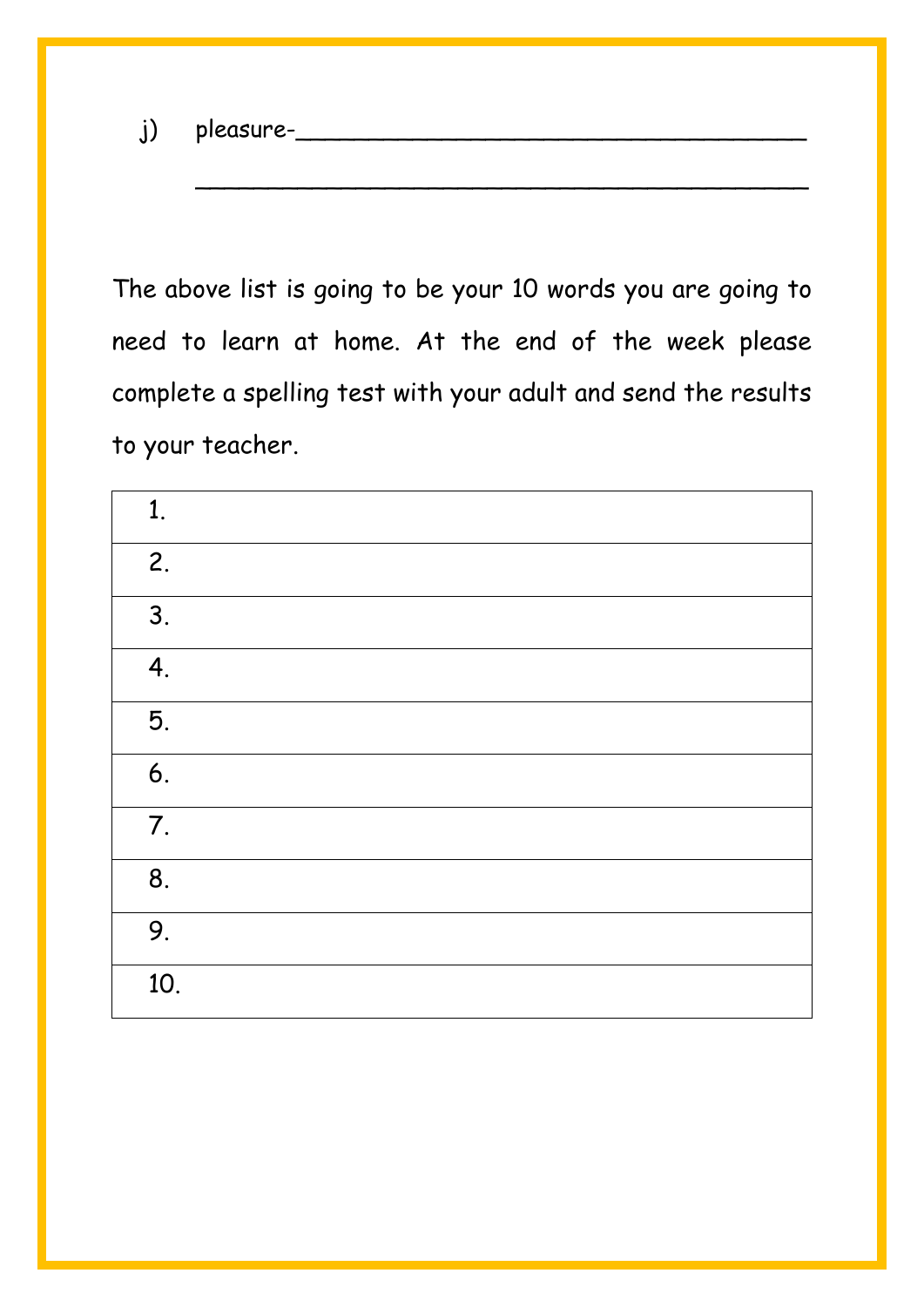j) pleasure-\_\_\_\_\_\_\_\_\_\_\_\_\_\_\_\_\_\_\_\_\_\_\_\_\_\_\_\_\_\_\_\_\_\_\_\_

\_\_\_\_\_\_\_\_\_\_\_\_\_\_\_\_\_\_\_\_\_\_\_\_\_\_\_\_\_\_\_\_\_\_\_\_\_\_\_\_\_\_\_\_

The above list is going to be your 10 words you are going to need to learn at home. At the end of the week please complete a spelling test with your adult and send the results to your teacher.

| |
|---|
| 1. |
| 2. |
| 3. |
| 4. |
| 5. |
| 6. |
| 7. |
| 8. |
| 9. |
| 10. |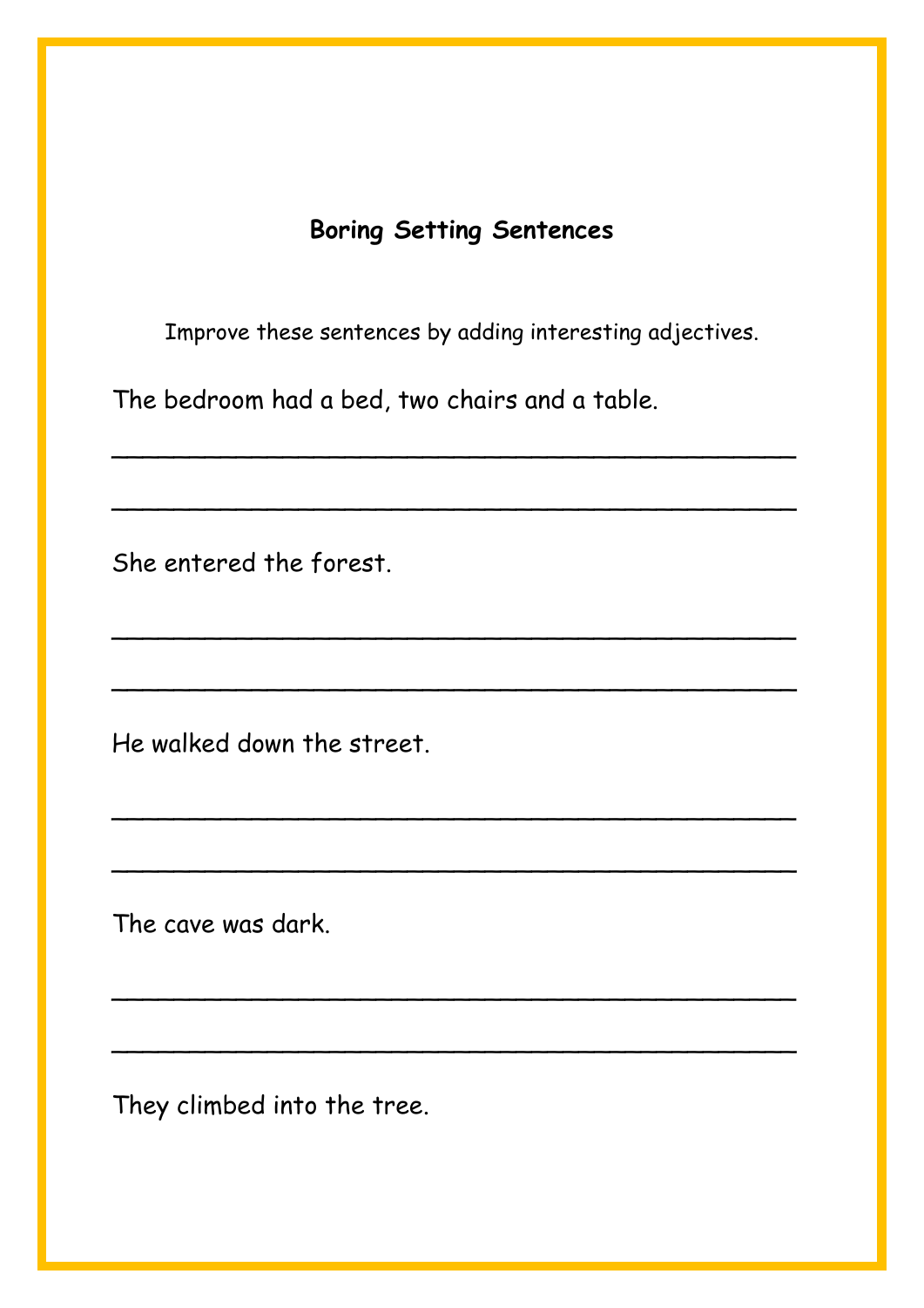## Boring Setting Sentences

Improve these sentences by adding interesting adjectives.

The bedroom had a bed, two chairs and a table.

_____________________________________________

_____________________________________________

She entered the forest.

_____________________________________________

_____________________________________________

He walked down the street.

_____________________________________________

_____________________________________________

The cave was dark.

_____________________________________________

_____________________________________________

They climbed into the tree.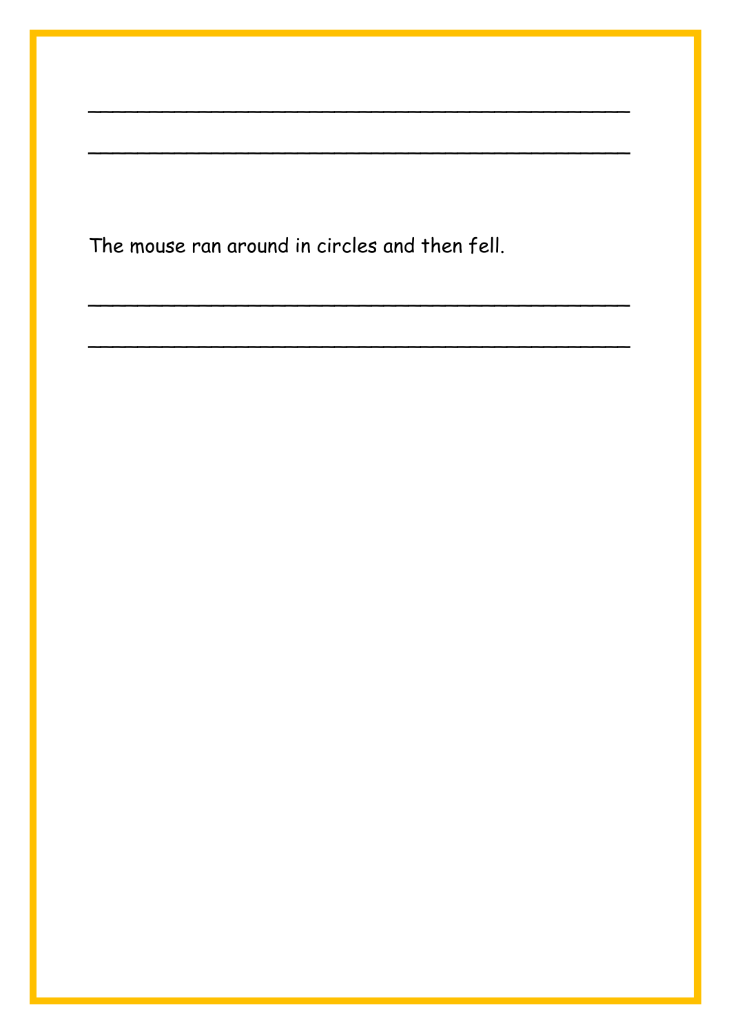\_\_\_\_\_\_\_\_\_\_\_\_\_\_\_\_\_\_\_\_\_\_\_\_\_\_\_\_\_\_\_\_\_\_\_\_\_\_\_\_

\_\_\_\_\_\_\_\_\_\_\_\_\_\_\_\_\_\_\_\_\_\_\_\_\_\_\_\_\_\_\_\_\_\_\_\_\_\_\_\_

The mouse ran around in circles and then fell.

\_\_\_\_\_\_\_\_\_\_\_\_\_\_\_\_\_\_\_\_\_\_\_\_\_\_\_\_\_\_\_\_\_\_\_\_\_\_\_\_

\_\_\_\_\_\_\_\_\_\_\_\_\_\_\_\_\_\_\_\_\_\_\_\_\_\_\_\_\_\_\_\_\_\_\_\_\_\_\_\_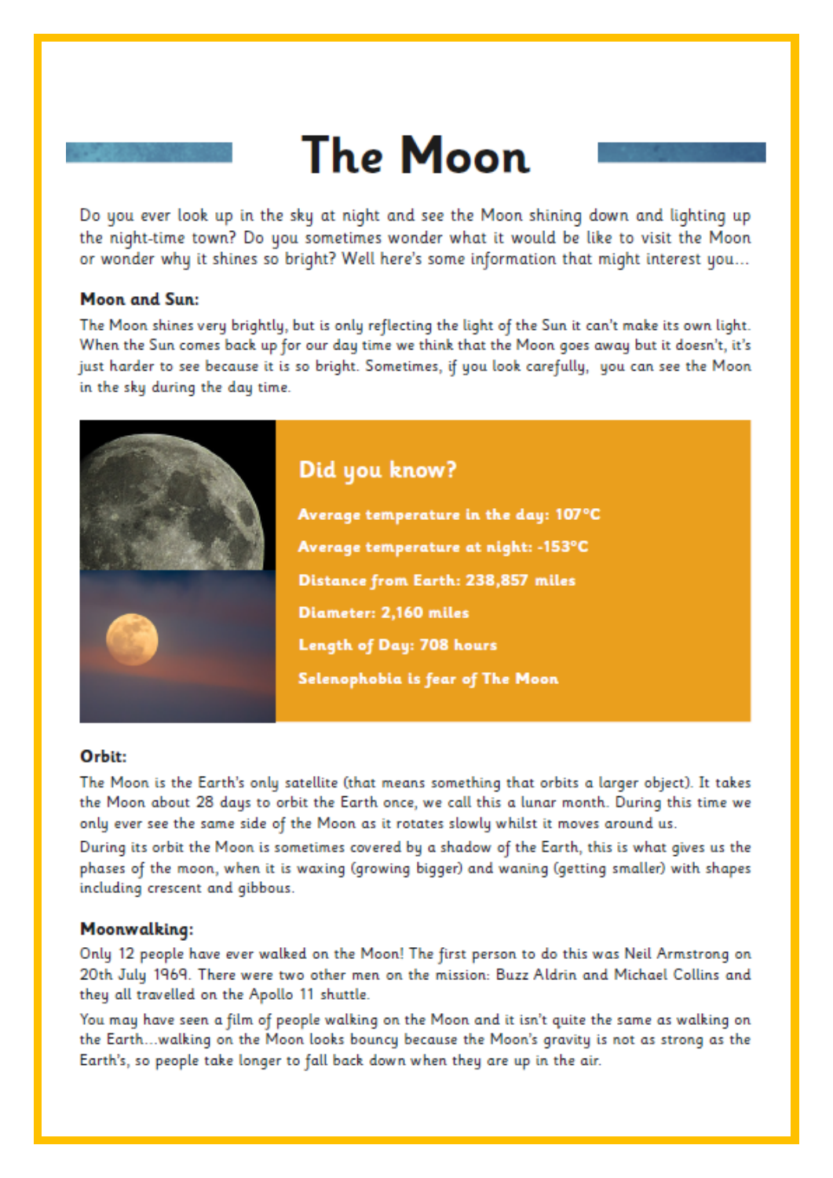# The Moon

Do you ever look up in the sky at night and see the Moon shining down and lighting up the night-time town? Do you sometimes wonder what it would be like to visit the Moon or wonder why it shines so bright? Well here's some information that might interest you...

### Moon and Sun:

The Moon shines very brightly, but is only reflecting the light of the Sun it can't make its own light. When the Sun comes back up for our day time we think that the Moon goes away but it doesn't, it's just harder to see because it is so bright. Sometimes, if you look carefully, you can see the Moon in the sky during the day time.

## Did you know?

**Average temperature in the day: 107°C**

**Average temperature at night: -153°C**

**Distance from Earth: 238,857 miles**

**Diameter: 2,160 miles**

**Length of Day: 708 hours**

**Selenophobia is fear of The Moon**

### Orbit:

The Moon is the Earth's only satellite (that means something that orbits a larger object). It takes the Moon about 28 days to orbit the Earth once, we call this a lunar month. During this time we only ever see the same side of the Moon as it rotates slowly whilst it moves around us.

During its orbit the Moon is sometimes covered by a shadow of the Earth, this is what gives us the phases of the moon, when it is waxing (growing bigger) and waning (getting smaller) with shapes including crescent and gibbous.

### Moonwalking:

Only 12 people have ever walked on the Moon! The first person to do this was Neil Armstrong on 20th July 1969. There were two other men on the mission: Buzz Aldrin and Michael Collins and they all travelled on the Apollo 11 shuttle.

You may have seen a film of people walking on the Moon and it isn't quite the same as walking on the Earth...walking on the Moon looks bouncy because the Moon's gravity is not as strong as the Earth's, so people take longer to fall back down when they are up in the air.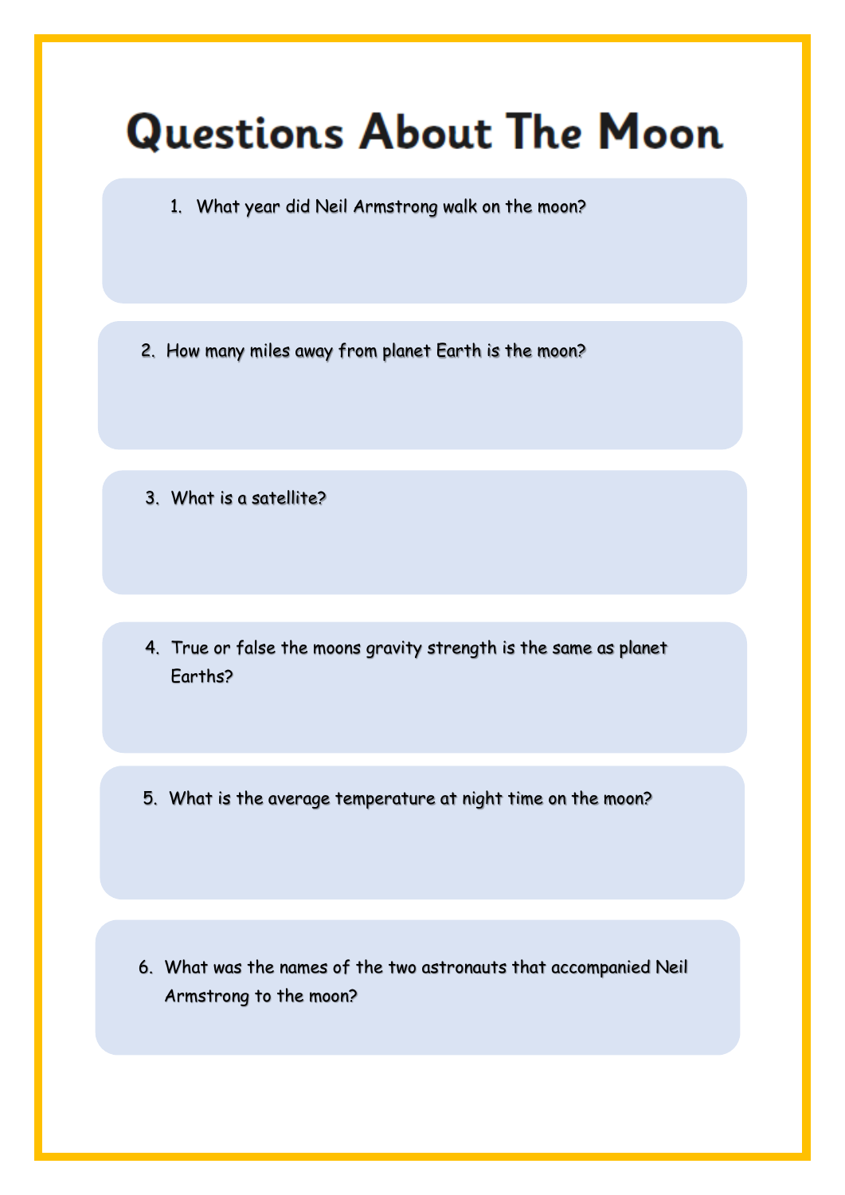# Questions About The Moon

1. What year did Neil Armstrong walk on the moon?

2. How many miles away from planet Earth is the moon?

3. What is a satellite?

4. True or false the moons gravity strength is the same as planet Earths?

5. What is the average temperature at night time on the moon?

6. What was the names of the two astronauts that accompanied Neil Armstrong to the moon?